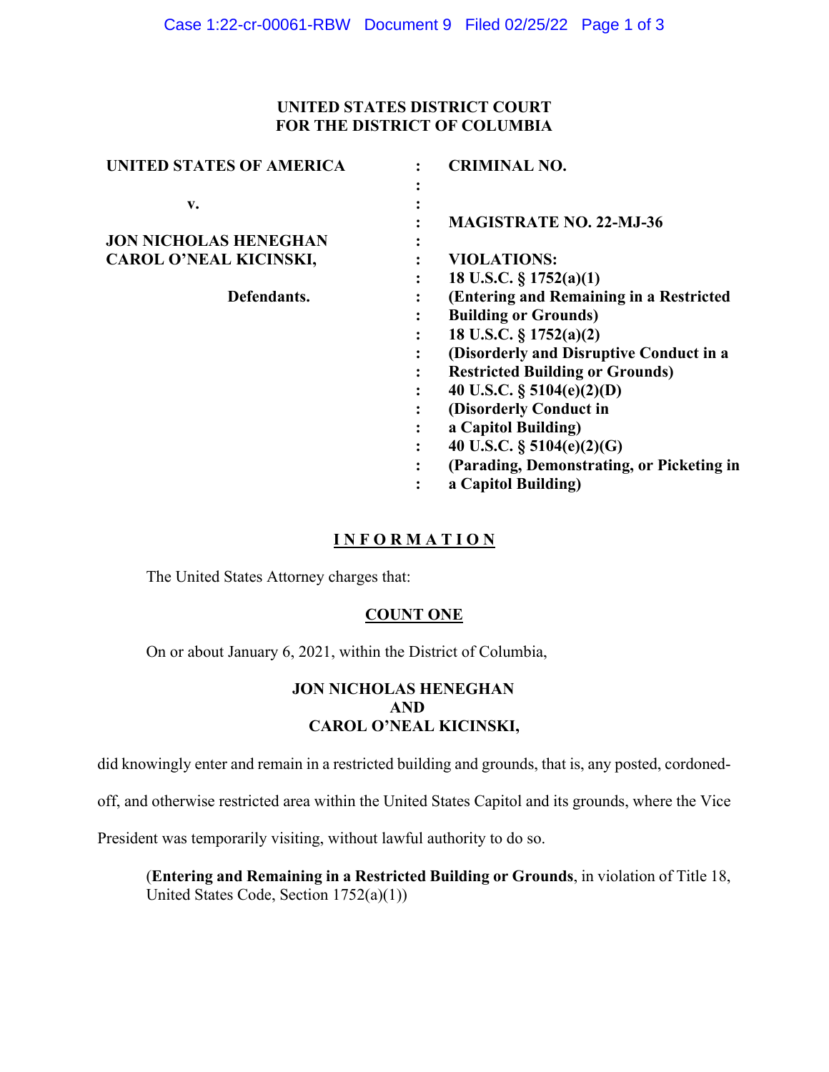**UNITED STATES DISTRICT COURT**
**FOR THE DISTRICT OF COLUMBIA**

| | | |
|---|---|---|
| **UNITED STATES OF AMERICA** | : | **CRIMINAL NO.** |
| | : | |
| **v.** | : | |
| | : | **MAGISTRATE NO. 22-MJ-36** |
| **JON NICHOLAS HENEGHAN** | : | |
| **CAROL O'NEAL KICINSKI,** | : | **VIOLATIONS:** |
| | : | **18 U.S.C. § 1752(a)(1)** |
| **Defendants.** | : | **(Entering and Remaining in a Restricted Building or Grounds)** |
| | : | **18 U.S.C. § 1752(a)(2)** |
| | : | **(Disorderly and Disruptive Conduct in a Restricted Building or Grounds)** |
| | : | **40 U.S.C. § 5104(e)(2)(D)** |
| | : | **(Disorderly Conduct in a Capitol Building)** |
| | : | **40 U.S.C. § 5104(e)(2)(G)** |
| | : | **(Parading, Demonstrating, or Picketing in a Capitol Building)** |

# I N F O R M A T I O N

The United States Attorney charges that:

## COUNT ONE

On or about January 6, 2021, within the District of Columbia,

**JON NICHOLAS HENEGHAN**
**AND**
**CAROL O'NEAL KICINSKI,**

did knowingly enter and remain in a restricted building and grounds, that is, any posted, cordoned-off, and otherwise restricted area within the United States Capitol and its grounds, where the Vice President was temporarily visiting, without lawful authority to do so.

(**Entering and Remaining in a Restricted Building or Grounds**, in violation of Title 18, United States Code, Section 1752(a)(1))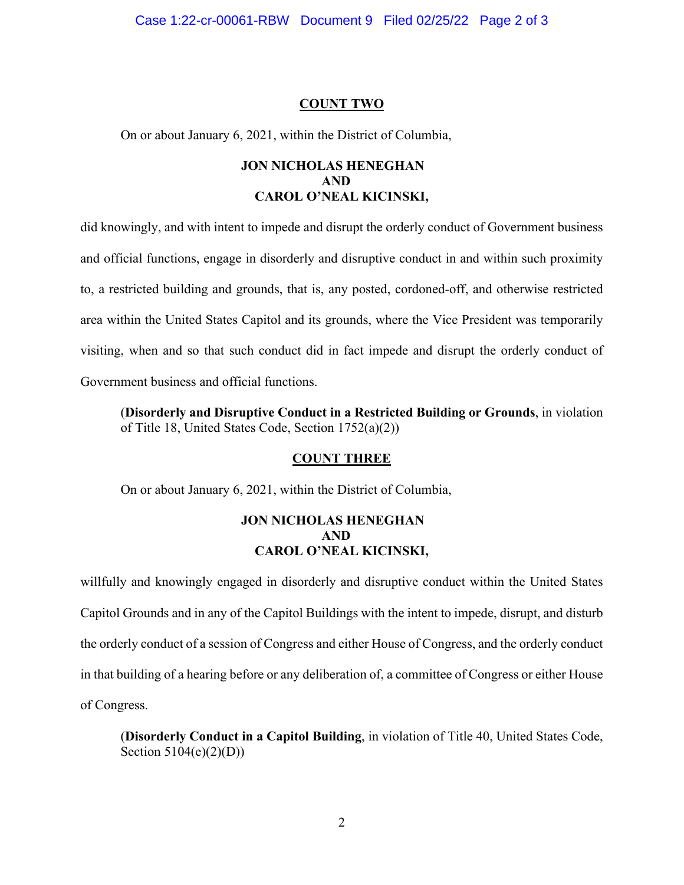## COUNT TWO

On or about January 6, 2021, within the District of Columbia,

**JON NICHOLAS HENEGHAN**
**AND**
**CAROL O'NEAL KICINSKI,**

did knowingly, and with intent to impede and disrupt the orderly conduct of Government business and official functions, engage in disorderly and disruptive conduct in and within such proximity to, a restricted building and grounds, that is, any posted, cordoned-off, and otherwise restricted area within the United States Capitol and its grounds, where the Vice President was temporarily visiting, when and so that such conduct did in fact impede and disrupt the orderly conduct of Government business and official functions.

(**Disorderly and Disruptive Conduct in a Restricted Building or Grounds**, in violation of Title 18, United States Code, Section 1752(a)(2))

## COUNT THREE

On or about January 6, 2021, within the District of Columbia,

**JON NICHOLAS HENEGHAN**
**AND**
**CAROL O'NEAL KICINSKI,**

willfully and knowingly engaged in disorderly and disruptive conduct within the United States Capitol Grounds and in any of the Capitol Buildings with the intent to impede, disrupt, and disturb the orderly conduct of a session of Congress and either House of Congress, and the orderly conduct in that building of a hearing before or any deliberation of, a committee of Congress or either House of Congress.

(**Disorderly Conduct in a Capitol Building**, in violation of Title 40, United States Code, Section 5104(e)(2)(D))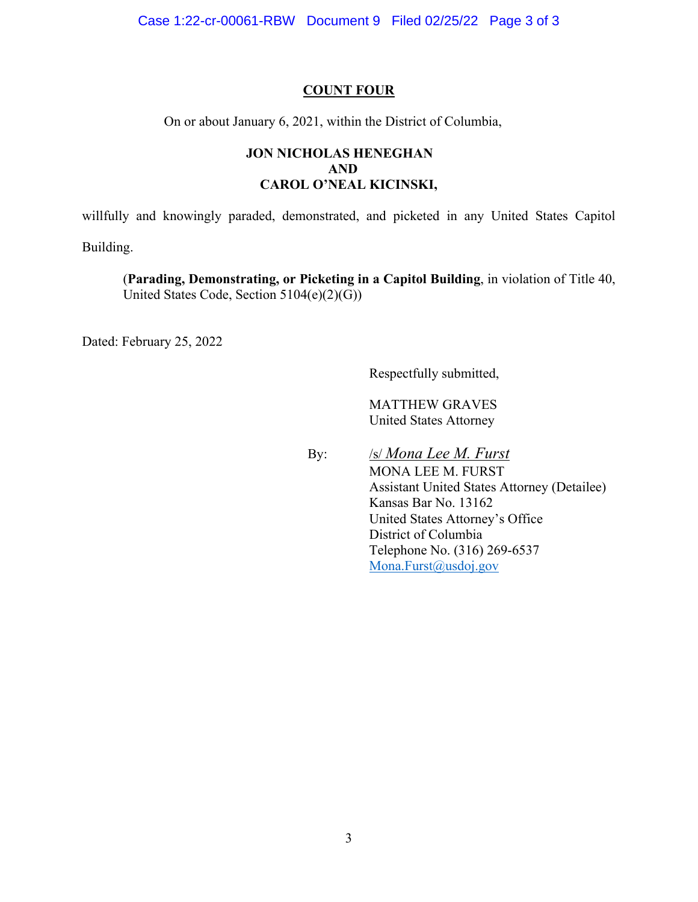## COUNT FOUR

On or about January 6, 2021, within the District of Columbia,

**JON NICHOLAS HENEGHAN**
**AND**
**CAROL O'NEAL KICINSKI,**

willfully and knowingly paraded, demonstrated, and picketed in any United States Capitol Building.

(**Parading, Demonstrating, or Picketing in a Capitol Building**, in violation of Title 40, United States Code, Section 5104(e)(2)(G))

Dated: February 25, 2022

Respectfully submitted,

MATTHEW GRAVES
United States Attorney

By: /s/ *Mona Lee M. Furst*
MONA LEE M. FURST
Assistant United States Attorney (Detailee)
Kansas Bar No. 13162
United States Attorney's Office
District of Columbia
Telephone No. (316) 269-6537
Mona.Furst@usdoj.gov